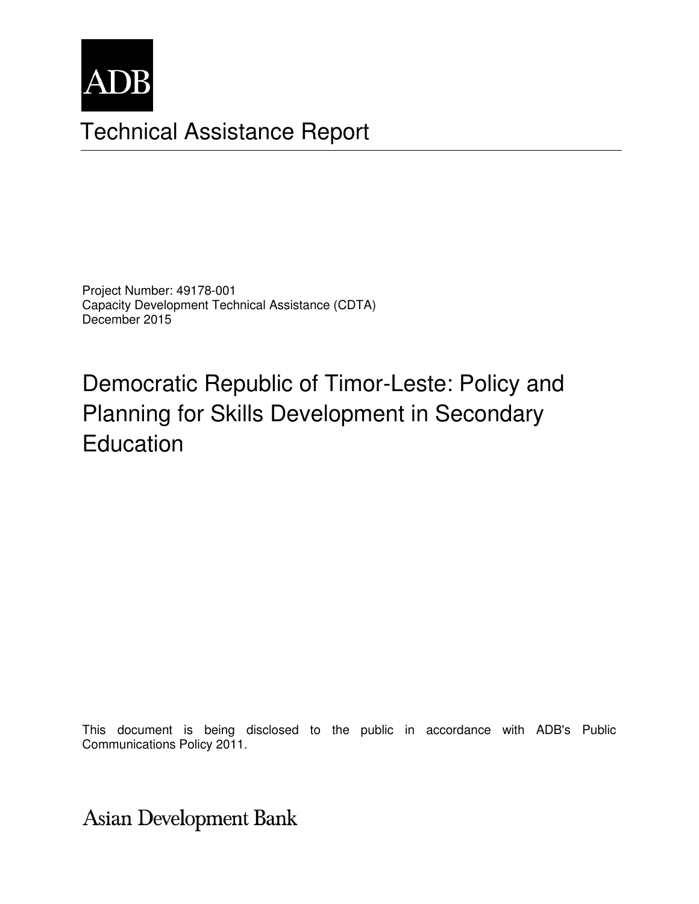ADB

# Technical Assistance Report

Project Number: 49178-001
Capacity Development Technical Assistance (CDTA)
December 2015

## Democratic Republic of Timor-Leste: Policy and Planning for Skills Development in Secondary Education

This document is being disclosed to the public in accordance with ADB's Public Communications Policy 2011.

Asian Development Bank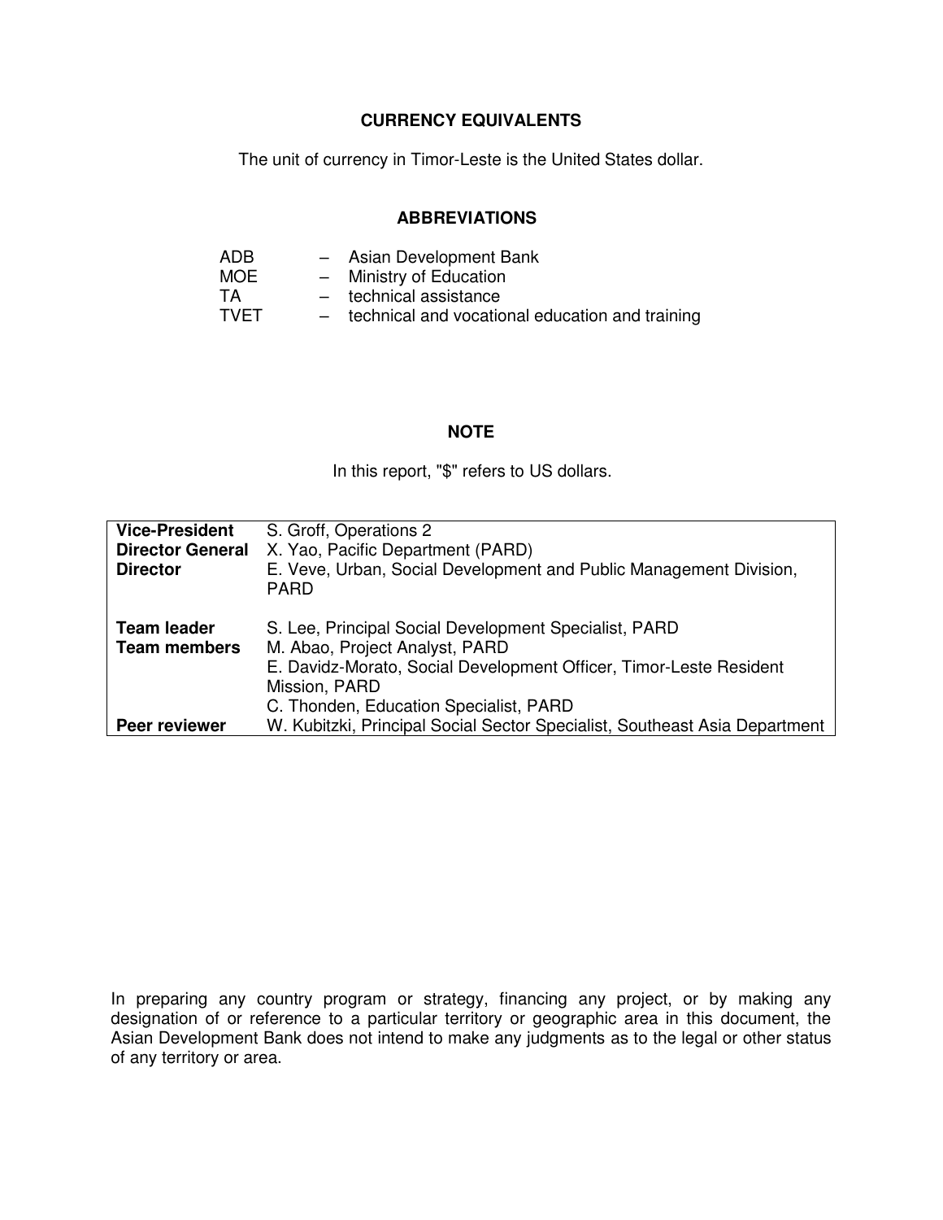## CURRENCY EQUIVALENTS

The unit of currency in Timor-Leste is the United States dollar.

## ABBREVIATIONS

| | | |
|---|---|---|
| ADB | – | Asian Development Bank |
| MOE | – | Ministry of Education |
| TA | – | technical assistance |
| TVET | – | technical and vocational education and training |

## NOTE

In this report, "$" refers to US dollars.

| | |
|---|---|
| **Vice-President** | S. Groff, Operations 2 |
| **Director General** | X. Yao, Pacific Department (PARD) |
| **Director** | E. Veve, Urban, Social Development and Public Management Division, PARD |
| | |
| **Team leader** | S. Lee, Principal Social Development Specialist, PARD |
| **Team members** | M. Abao, Project Analyst, PARD |
| | E. Davidz-Morato, Social Development Officer, Timor-Leste Resident Mission, PARD |
| | C. Thonden, Education Specialist, PARD |
| **Peer reviewer** | W. Kubitzki, Principal Social Sector Specialist, Southeast Asia Department |

In preparing any country program or strategy, financing any project, or by making any designation of or reference to a particular territory or geographic area in this document, the Asian Development Bank does not intend to make any judgments as to the legal or other status of any territory or area.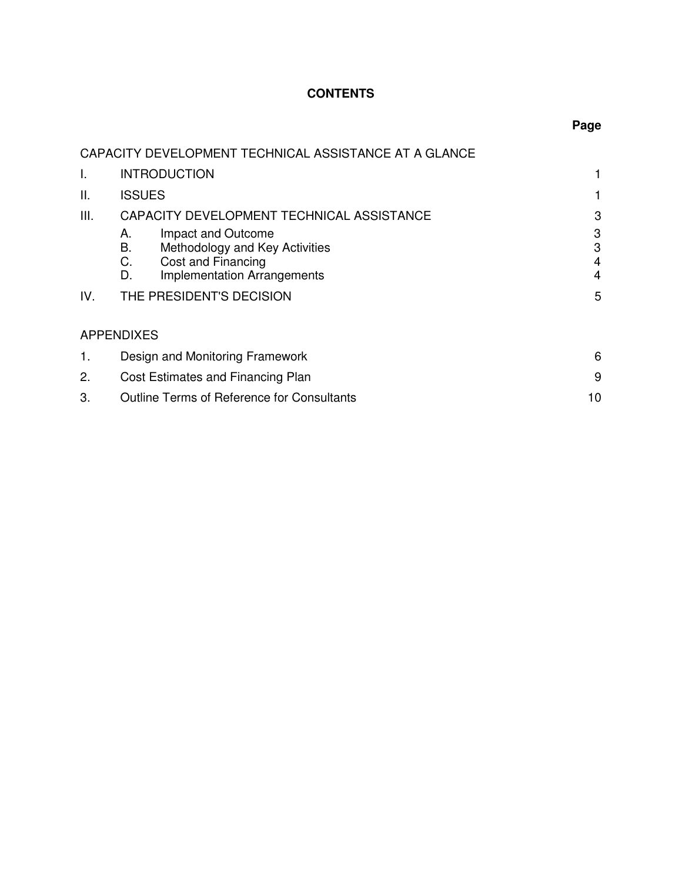# CONTENTS

| | | Page |
|---|---|---|
| CAPACITY DEVELOPMENT TECHNICAL ASSISTANCE AT A GLANCE | | |
| I. | INTRODUCTION | 1 |
| II. | ISSUES | 1 |
| III. | CAPACITY DEVELOPMENT TECHNICAL ASSISTANCE | 3 |
| | A. Impact and Outcome | 3 |
| | B. Methodology and Key Activities | 3 |
| | C. Cost and Financing | 4 |
| | D. Implementation Arrangements | 4 |
| IV. | THE PRESIDENT'S DECISION | 5 |
| APPENDIXES | | |
| 1. | Design and Monitoring Framework | 6 |
| 2. | Cost Estimates and Financing Plan | 9 |
| 3. | Outline Terms of Reference for Consultants | 10 |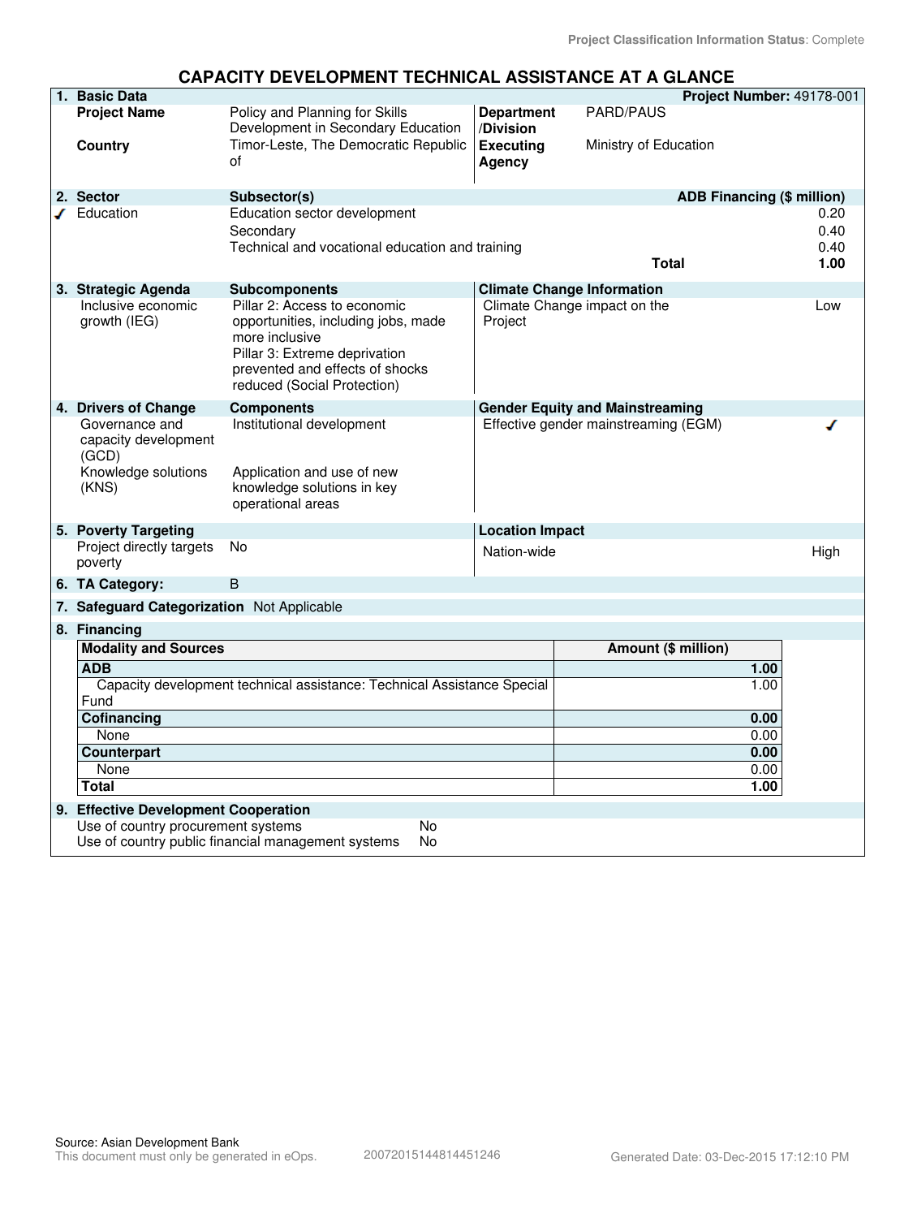Project Classification Information Status: Complete

# CAPACITY DEVELOPMENT TECHNICAL ASSISTANCE AT A GLANCE

**1. Basic Data** — **Project Number:** 49178-001

| | | | |
|---|---|---|---|
| **Project Name** | Policy and Planning for Skills Development in Secondary Education | **Department /Division** | PARD/PAUS |
| **Country** | Timor-Leste, The Democratic Republic of | **Executing Agency** | Ministry of Education |

**2. Sector**

| Sector | Subsector(s) | ADB Financing ($ million) |
|---|---|---|
| ✓ Education | Education sector development | 0.20 |
| | Secondary | 0.40 |
| | Technical and vocational education and training | 0.40 |
| | **Total** | **1.00** |

**3. Strategic Agenda**

| Strategic Agenda | Subcomponents | Climate Change Information | |
|---|---|---|---|
| Inclusive economic growth (IEG) | Pillar 2: Access to economic opportunities, including jobs, made more inclusive<br>Pillar 3: Extreme deprivation prevented and effects of shocks reduced (Social Protection) | Climate Change impact on the Project | Low |

**4. Drivers of Change**

| Drivers of Change | Components | Gender Equity and Mainstreaming | |
|---|---|---|---|
| Governance and capacity development (GCD) | Institutional development | Effective gender mainstreaming (EGM) | ✓ |
| Knowledge solutions (KNS) | Application and use of new knowledge solutions in key operational areas | | |

**5. Poverty Targeting**

| Poverty Targeting | | Location Impact | |
|---|---|---|---|
| Project directly targets poverty | No | Nation-wide | High |

**6. TA Category:** B

**7. Safeguard Categorization** Not Applicable

**8. Financing**

| Modality and Sources | Amount ($ million) |
|---|---|
| **ADB** | **1.00** |
| Capacity development technical assistance: Technical Assistance Special Fund | 1.00 |
| **Cofinancing** | **0.00** |
| None | 0.00 |
| **Counterpart** | **0.00** |
| None | 0.00 |
| **Total** | **1.00** |

**9. Effective Development Cooperation**

| | |
|---|---|
| Use of country procurement systems | No |
| Use of country public financial management systems | No |

Source: Asian Development Bank
This document must only be generated in eOps. 20072015144814451246 Generated Date: 03-Dec-2015 17:12:10 PM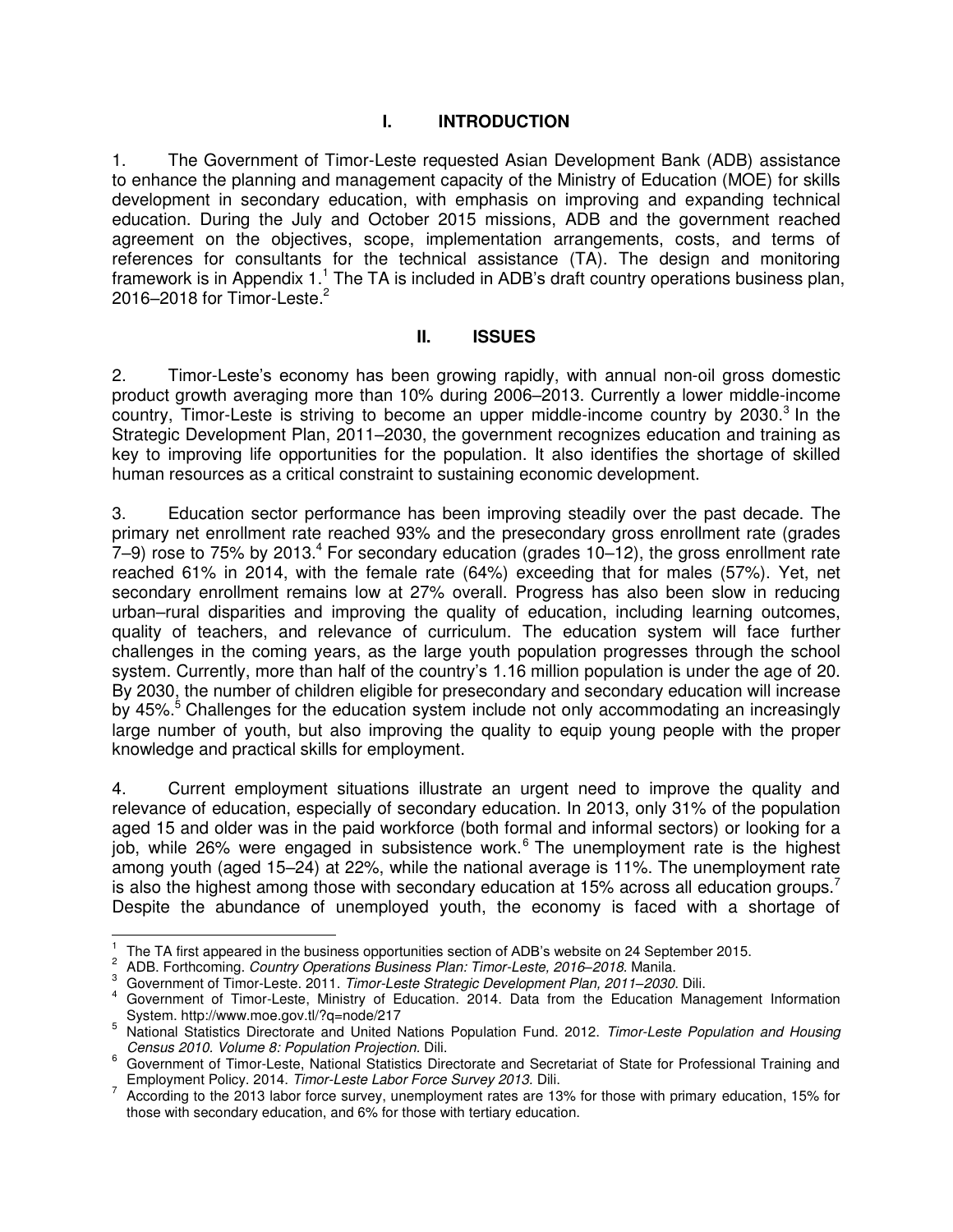# I. INTRODUCTION

1. The Government of Timor-Leste requested Asian Development Bank (ADB) assistance to enhance the planning and management capacity of the Ministry of Education (MOE) for skills development in secondary education, with emphasis on improving and expanding technical education. During the July and October 2015 missions, ADB and the government reached agreement on the objectives, scope, implementation arrangements, costs, and terms of references for consultants for the technical assistance (TA). The design and monitoring framework is in Appendix 1.[1] The TA is included in ADB's draft country operations business plan, 2016–2018 for Timor-Leste.[2]

# II. ISSUES

2. Timor-Leste's economy has been growing rapidly, with annual non-oil gross domestic product growth averaging more than 10% during 2006–2013. Currently a lower middle-income country, Timor-Leste is striving to become an upper middle-income country by 2030.[3] In the Strategic Development Plan, 2011–2030, the government recognizes education and training as key to improving life opportunities for the population. It also identifies the shortage of skilled human resources as a critical constraint to sustaining economic development.

3. Education sector performance has been improving steadily over the past decade. The primary net enrollment rate reached 93% and the presecondary gross enrollment rate (grades 7–9) rose to 75% by 2013.[4] For secondary education (grades 10–12), the gross enrollment rate reached 61% in 2014, with the female rate (64%) exceeding that for males (57%). Yet, net secondary enrollment remains low at 27% overall. Progress has also been slow in reducing urban–rural disparities and improving the quality of education, including learning outcomes, quality of teachers, and relevance of curriculum. The education system will face further challenges in the coming years, as the large youth population progresses through the school system. Currently, more than half of the country's 1.16 million population is under the age of 20. By 2030, the number of children eligible for presecondary and secondary education will increase by 45%.[5] Challenges for the education system include not only accommodating an increasingly large number of youth, but also improving the quality to equip young people with the proper knowledge and practical skills for employment.

4. Current employment situations illustrate an urgent need to improve the quality and relevance of education, especially of secondary education. In 2013, only 31% of the population aged 15 and older was in the paid workforce (both formal and informal sectors) or looking for a job, while 26% were engaged in subsistence work.[6] The unemployment rate is the highest among youth (aged 15–24) at 22%, while the national average is 11%. The unemployment rate is also the highest among those with secondary education at 15% across all education groups.[7] Despite the abundance of unemployed youth, the economy is faced with a shortage of

---

[1] The TA first appeared in the business opportunities section of ADB's website on 24 September 2015.

[2] ADB. Forthcoming. *Country Operations Business Plan: Timor-Leste, 2016–2018.* Manila.

[3] Government of Timor-Leste. 2011. *Timor-Leste Strategic Development Plan, 2011–2030.* Dili.

[4] Government of Timor-Leste, Ministry of Education. 2014. Data from the Education Management Information System. http://www.moe.gov.tl/?q=node/217

[5] National Statistics Directorate and United Nations Population Fund. 2012. *Timor-Leste Population and Housing Census 2010. Volume 8: Population Projection.* Dili.

[6] Government of Timor-Leste, National Statistics Directorate and Secretariat of State for Professional Training and Employment Policy. 2014. *Timor-Leste Labor Force Survey 2013.* Dili.

[7] According to the 2013 labor force survey, unemployment rates are 13% for those with primary education, 15% for those with secondary education, and 6% for those with tertiary education.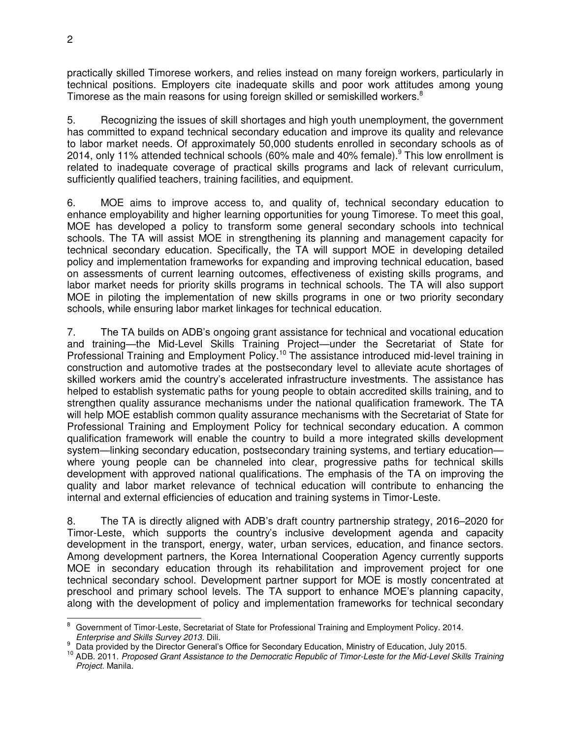practically skilled Timorese workers, and relies instead on many foreign workers, particularly in technical positions. Employers cite inadequate skills and poor work attitudes among young Timorese as the main reasons for using foreign skilled or semiskilled workers.[8]

5. Recognizing the issues of skill shortages and high youth unemployment, the government has committed to expand technical secondary education and improve its quality and relevance to labor market needs. Of approximately 50,000 students enrolled in secondary schools as of 2014, only 11% attended technical schools (60% male and 40% female).[9] This low enrollment is related to inadequate coverage of practical skills programs and lack of relevant curriculum, sufficiently qualified teachers, training facilities, and equipment.

6. MOE aims to improve access to, and quality of, technical secondary education to enhance employability and higher learning opportunities for young Timorese. To meet this goal, MOE has developed a policy to transform some general secondary schools into technical schools. The TA will assist MOE in strengthening its planning and management capacity for technical secondary education. Specifically, the TA will support MOE in developing detailed policy and implementation frameworks for expanding and improving technical education, based on assessments of current learning outcomes, effectiveness of existing skills programs, and labor market needs for priority skills programs in technical schools. The TA will also support MOE in piloting the implementation of new skills programs in one or two priority secondary schools, while ensuring labor market linkages for technical education.

7. The TA builds on ADB's ongoing grant assistance for technical and vocational education and training—the Mid-Level Skills Training Project—under the Secretariat of State for Professional Training and Employment Policy.[10] The assistance introduced mid-level training in construction and automotive trades at the postsecondary level to alleviate acute shortages of skilled workers amid the country's accelerated infrastructure investments. The assistance has helped to establish systematic paths for young people to obtain accredited skills training, and to strengthen quality assurance mechanisms under the national qualification framework. The TA will help MOE establish common quality assurance mechanisms with the Secretariat of State for Professional Training and Employment Policy for technical secondary education. A common qualification framework will enable the country to build a more integrated skills development system—linking secondary education, postsecondary training systems, and tertiary education—where young people can be channeled into clear, progressive paths for technical skills development with approved national qualifications. The emphasis of the TA on improving the quality and labor market relevance of technical education will contribute to enhancing the internal and external efficiencies of education and training systems in Timor-Leste.

8. The TA is directly aligned with ADB's draft country partnership strategy, 2016–2020 for Timor-Leste, which supports the country's inclusive development agenda and capacity development in the transport, energy, water, urban services, education, and finance sectors. Among development partners, the Korea International Cooperation Agency currently supports MOE in secondary education through its rehabilitation and improvement project for one technical secondary school. Development partner support for MOE is mostly concentrated at preschool and primary school levels. The TA support to enhance MOE's planning capacity, along with the development of policy and implementation frameworks for technical secondary

[8] Government of Timor-Leste, Secretariat of State for Professional Training and Employment Policy. 2014. *Enterprise and Skills Survey 2013*. Dili.

[9] Data provided by the Director General's Office for Secondary Education, Ministry of Education, July 2015.

[10] ADB. 2011. *Proposed Grant Assistance to the Democratic Republic of Timor-Leste for the Mid-Level Skills Training Project*. Manila.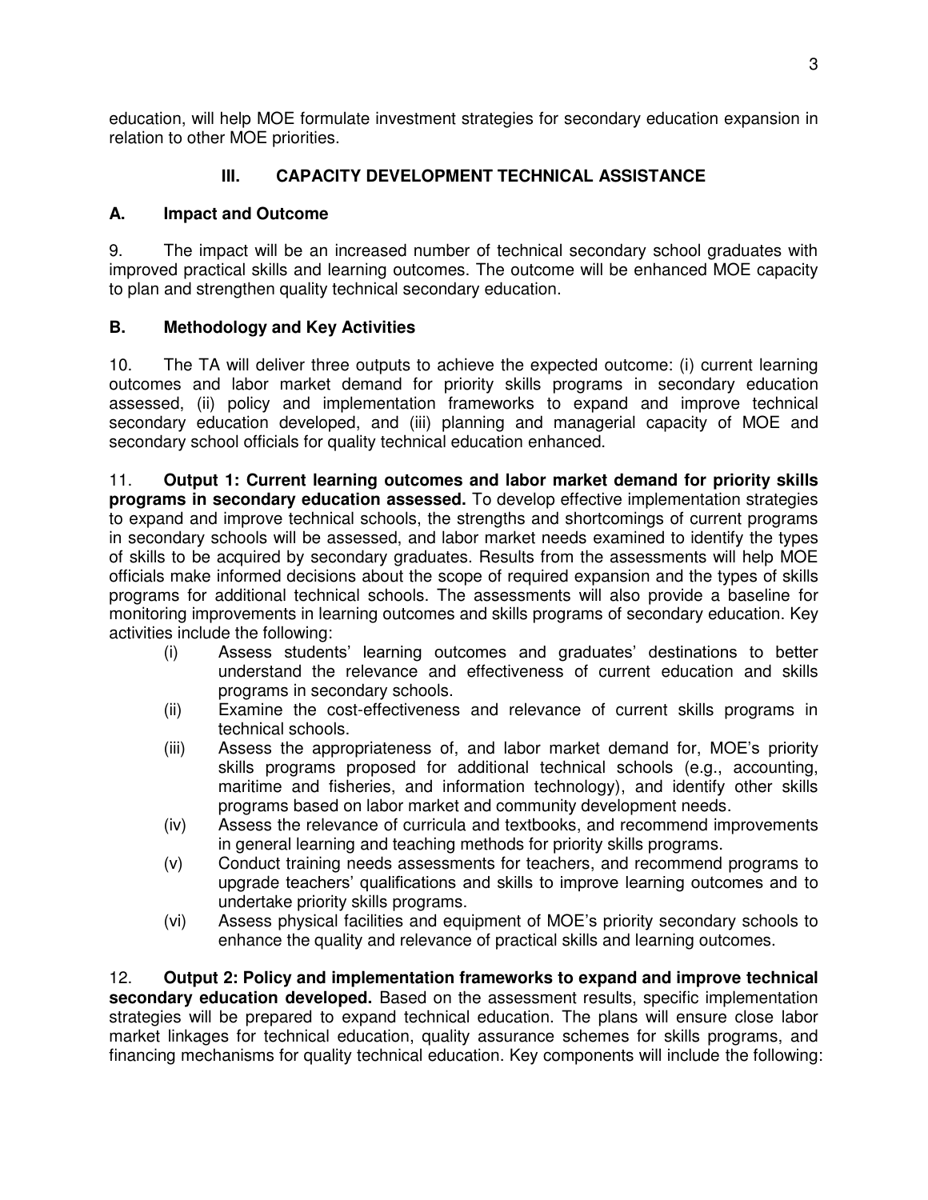education, will help MOE formulate investment strategies for secondary education expansion in relation to other MOE priorities.

## III. CAPACITY DEVELOPMENT TECHNICAL ASSISTANCE

### A. Impact and Outcome

9. The impact will be an increased number of technical secondary school graduates with improved practical skills and learning outcomes. The outcome will be enhanced MOE capacity to plan and strengthen quality technical secondary education.

### B. Methodology and Key Activities

10. The TA will deliver three outputs to achieve the expected outcome: (i) current learning outcomes and labor market demand for priority skills programs in secondary education assessed, (ii) policy and implementation frameworks to expand and improve technical secondary education developed, and (iii) planning and managerial capacity of MOE and secondary school officials for quality technical education enhanced.

11. **Output 1: Current learning outcomes and labor market demand for priority skills programs in secondary education assessed.** To develop effective implementation strategies to expand and improve technical schools, the strengths and shortcomings of current programs in secondary schools will be assessed, and labor market needs examined to identify the types of skills to be acquired by secondary graduates. Results from the assessments will help MOE officials make informed decisions about the scope of required expansion and the types of skills programs for additional technical schools. The assessments will also provide a baseline for monitoring improvements in learning outcomes and skills programs of secondary education. Key activities include the following:

- (i) Assess students' learning outcomes and graduates' destinations to better understand the relevance and effectiveness of current education and skills programs in secondary schools.
- (ii) Examine the cost-effectiveness and relevance of current skills programs in technical schools.
- (iii) Assess the appropriateness of, and labor market demand for, MOE's priority skills programs proposed for additional technical schools (e.g., accounting, maritime and fisheries, and information technology), and identify other skills programs based on labor market and community development needs.
- (iv) Assess the relevance of curricula and textbooks, and recommend improvements in general learning and teaching methods for priority skills programs.
- (v) Conduct training needs assessments for teachers, and recommend programs to upgrade teachers' qualifications and skills to improve learning outcomes and to undertake priority skills programs.
- (vi) Assess physical facilities and equipment of MOE's priority secondary schools to enhance the quality and relevance of practical skills and learning outcomes.

12. **Output 2: Policy and implementation frameworks to expand and improve technical secondary education developed.** Based on the assessment results, specific implementation strategies will be prepared to expand technical education. The plans will ensure close labor market linkages for technical education, quality assurance schemes for skills programs, and financing mechanisms for quality technical education. Key components will include the following: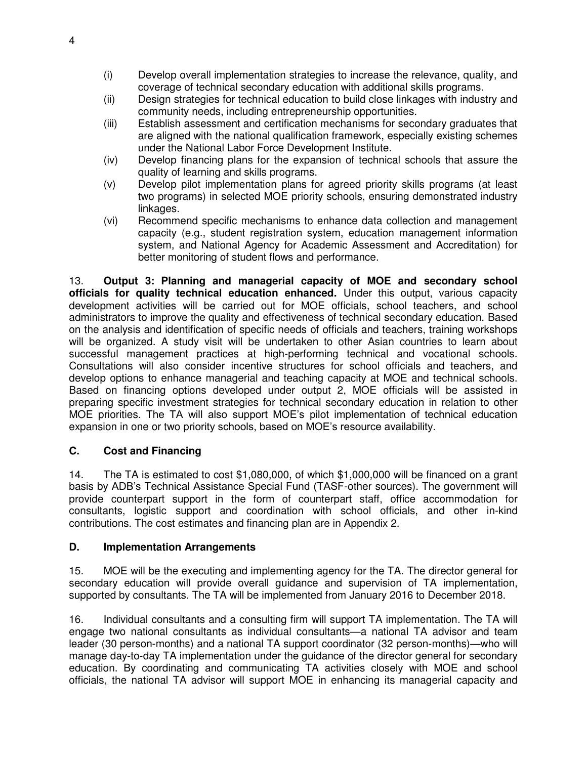(i) Develop overall implementation strategies to increase the relevance, quality, and coverage of technical secondary education with additional skills programs.

(ii) Design strategies for technical education to build close linkages with industry and community needs, including entrepreneurship opportunities.

(iii) Establish assessment and certification mechanisms for secondary graduates that are aligned with the national qualification framework, especially existing schemes under the National Labor Force Development Institute.

(iv) Develop financing plans for the expansion of technical schools that assure the quality of learning and skills programs.

(v) Develop pilot implementation plans for agreed priority skills programs (at least two programs) in selected MOE priority schools, ensuring demonstrated industry linkages.

(vi) Recommend specific mechanisms to enhance data collection and management capacity (e.g., student registration system, education management information system, and National Agency for Academic Assessment and Accreditation) for better monitoring of student flows and performance.

13. **Output 3: Planning and managerial capacity of MOE and secondary school officials for quality technical education enhanced.** Under this output, various capacity development activities will be carried out for MOE officials, school teachers, and school administrators to improve the quality and effectiveness of technical secondary education. Based on the analysis and identification of specific needs of officials and teachers, training workshops will be organized. A study visit will be undertaken to other Asian countries to learn about successful management practices at high-performing technical and vocational schools. Consultations will also consider incentive structures for school officials and teachers, and develop options to enhance managerial and teaching capacity at MOE and technical schools. Based on financing options developed under output 2, MOE officials will be assisted in preparing specific investment strategies for technical secondary education in relation to other MOE priorities. The TA will also support MOE's pilot implementation of technical education expansion in one or two priority schools, based on MOE's resource availability.

## C. Cost and Financing

14. The TA is estimated to cost $1,080,000, of which $1,000,000 will be financed on a grant basis by ADB's Technical Assistance Special Fund (TASF-other sources). The government will provide counterpart support in the form of counterpart staff, office accommodation for consultants, logistic support and coordination with school officials, and other in-kind contributions. The cost estimates and financing plan are in Appendix 2.

## D. Implementation Arrangements

15. MOE will be the executing and implementing agency for the TA. The director general for secondary education will provide overall guidance and supervision of TA implementation, supported by consultants. The TA will be implemented from January 2016 to December 2018.

16. Individual consultants and a consulting firm will support TA implementation. The TA will engage two national consultants as individual consultants—a national TA advisor and team leader (30 person-months) and a national TA support coordinator (32 person-months)—who will manage day-to-day TA implementation under the guidance of the director general for secondary education. By coordinating and communicating TA activities closely with MOE and school officials, the national TA advisor will support MOE in enhancing its managerial capacity and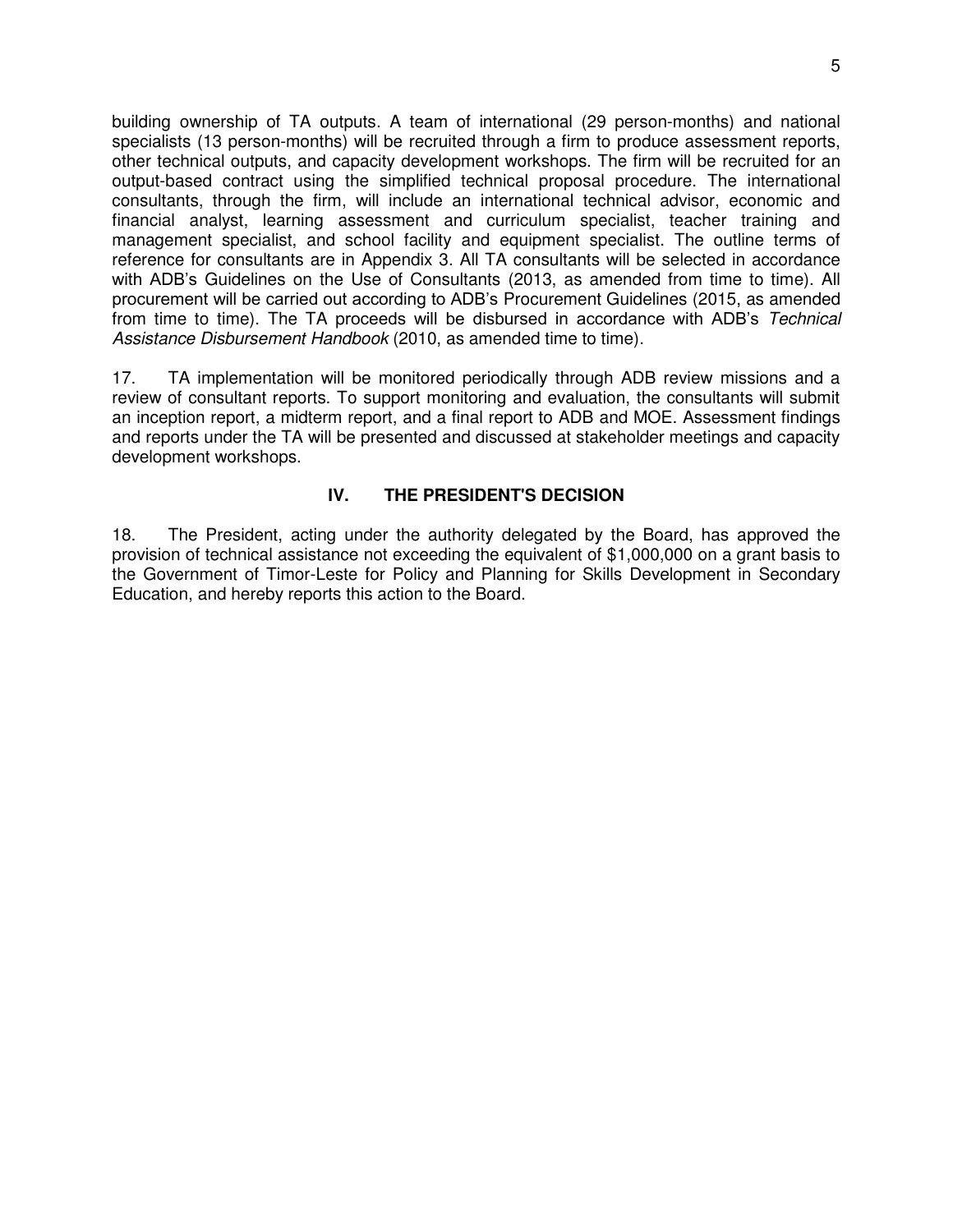building ownership of TA outputs. A team of international (29 person-months) and national specialists (13 person-months) will be recruited through a firm to produce assessment reports, other technical outputs, and capacity development workshops. The firm will be recruited for an output-based contract using the simplified technical proposal procedure. The international consultants, through the firm, will include an international technical advisor, economic and financial analyst, learning assessment and curriculum specialist, teacher training and management specialist, and school facility and equipment specialist. The outline terms of reference for consultants are in Appendix 3. All TA consultants will be selected in accordance with ADB's Guidelines on the Use of Consultants (2013, as amended from time to time). All procurement will be carried out according to ADB's Procurement Guidelines (2015, as amended from time to time). The TA proceeds will be disbursed in accordance with ADB's *Technical Assistance Disbursement Handbook* (2010, as amended time to time).

17. TA implementation will be monitored periodically through ADB review missions and a review of consultant reports. To support monitoring and evaluation, the consultants will submit an inception report, a midterm report, and a final report to ADB and MOE. Assessment findings and reports under the TA will be presented and discussed at stakeholder meetings and capacity development workshops.

## IV. THE PRESIDENT'S DECISION

18. The President, acting under the authority delegated by the Board, has approved the provision of technical assistance not exceeding the equivalent of $1,000,000 on a grant basis to the Government of Timor-Leste for Policy and Planning for Skills Development in Secondary Education, and hereby reports this action to the Board.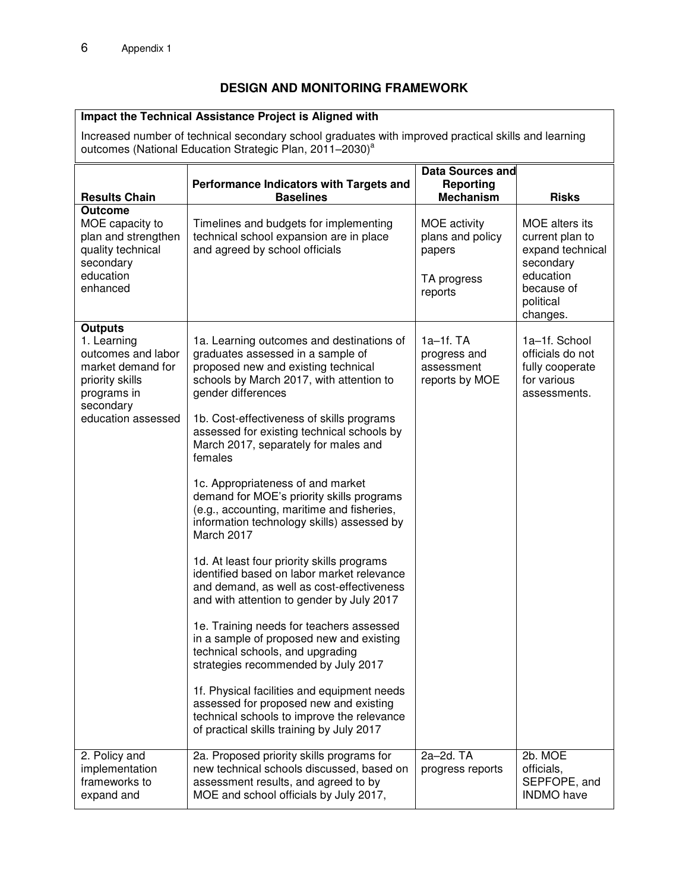## DESIGN AND MONITORING FRAMEWORK

**Impact the Technical Assistance Project is Aligned with**

Increased number of technical secondary school graduates with improved practical skills and learning outcomes (National Education Strategic Plan, 2011–2030)[a]

| Results Chain | Performance Indicators with Targets and Baselines | Data Sources and Reporting Mechanism | Risks |
|---|---|---|---|
| **Outcome**<br>MOE capacity to plan and strengthen quality technical secondary education enhanced | Timelines and budgets for implementing technical school expansion are in place and agreed by school officials | MOE activity plans and policy papers<br><br>TA progress reports | MOE alters its current plan to expand technical secondary education because of political changes. |
| **Outputs**<br>1. Learning outcomes and labor market demand for priority skills programs in secondary education assessed | 1a. Learning outcomes and destinations of graduates assessed in a sample of proposed new and existing technical schools by March 2017, with attention to gender differences<br><br>1b. Cost-effectiveness of skills programs assessed for existing technical schools by March 2017, separately for males and females<br><br>1c. Appropriateness of and market demand for MOE's priority skills programs (e.g., accounting, maritime and fisheries, information technology skills) assessed by March 2017<br><br>1d. At least four priority skills programs identified based on labor market relevance and demand, as well as cost-effectiveness and with attention to gender by July 2017<br><br>1e. Training needs for teachers assessed in a sample of proposed new and existing technical schools, and upgrading strategies recommended by July 2017<br><br>1f. Physical facilities and equipment needs assessed for proposed new and existing technical schools to improve the relevance of practical skills training by July 2017 | 1a–1f. TA progress and assessment reports by MOE | 1a–1f. School officials do not fully cooperate for various assessments. |
| 2. Policy and implementation frameworks to expand and | 2a. Proposed priority skills programs for new technical schools discussed, based on assessment results, and agreed to by MOE and school officials by July 2017, | 2a–2d. TA progress reports | 2b. MOE officials, SEPFOPE, and INDMO have |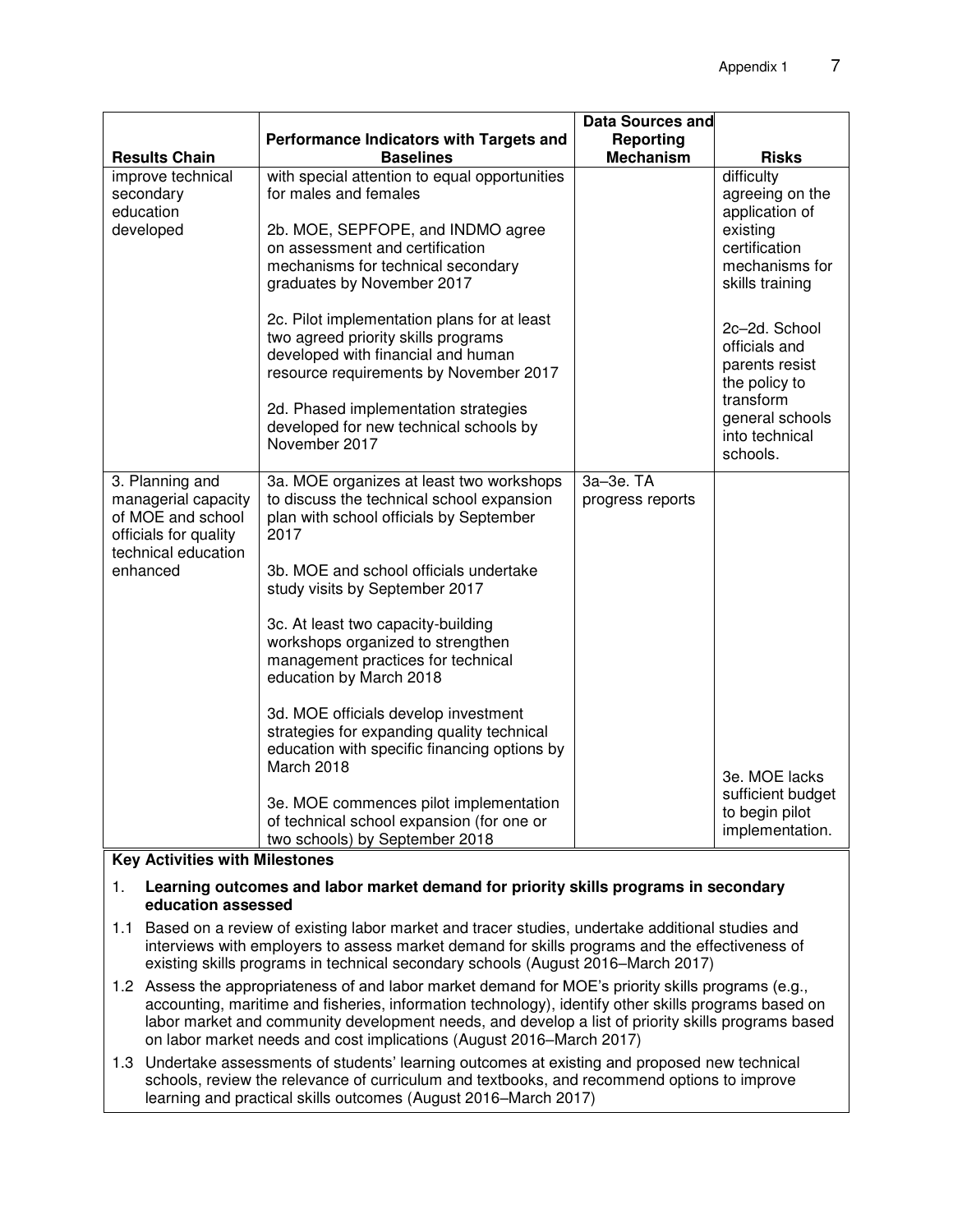| Results Chain | Performance Indicators with Targets and Baselines | Data Sources and Reporting Mechanism | Risks |
|---|---|---|---|
| improve technical secondary education developed | with special attention to equal opportunities for males and females<br><br>2b. MOE, SEPFOPE, and INDMO agree on assessment and certification mechanisms for technical secondary graduates by November 2017<br><br>2c. Pilot implementation plans for at least two agreed priority skills programs developed with financial and human resource requirements by November 2017<br><br>2d. Phased implementation strategies developed for new technical schools by November 2017 | | difficulty agreeing on the application of existing certification mechanisms for skills training<br><br>2c–2d. School officials and parents resist the policy to transform general schools into technical schools. |
| 3. Planning and managerial capacity of MOE and school officials for quality technical education enhanced | 3a. MOE organizes at least two workshops to discuss the technical school expansion plan with school officials by September 2017<br><br>3b. MOE and school officials undertake study visits by September 2017<br><br>3c. At least two capacity-building workshops organized to strengthen management practices for technical education by March 2018<br><br>3d. MOE officials develop investment strategies for expanding quality technical education with specific financing options by March 2018<br><br>3e. MOE commences pilot implementation of technical school expansion (for one or two schools) by September 2018 | 3a–3e. TA progress reports | 3e. MOE lacks sufficient budget to begin pilot implementation. |

**Key Activities with Milestones**

1. **Learning outcomes and labor market demand for priority skills programs in secondary education assessed**

1.1 Based on a review of existing labor market and tracer studies, undertake additional studies and interviews with employers to assess market demand for skills programs and the effectiveness of existing skills programs in technical secondary schools (August 2016–March 2017)

1.2 Assess the appropriateness of and labor market demand for MOE's priority skills programs (e.g., accounting, maritime and fisheries, information technology), identify other skills programs based on labor market and community development needs, and develop a list of priority skills programs based on labor market needs and cost implications (August 2016–March 2017)

1.3 Undertake assessments of students' learning outcomes at existing and proposed new technical schools, review the relevance of curriculum and textbooks, and recommend options to improve learning and practical skills outcomes (August 2016–March 2017)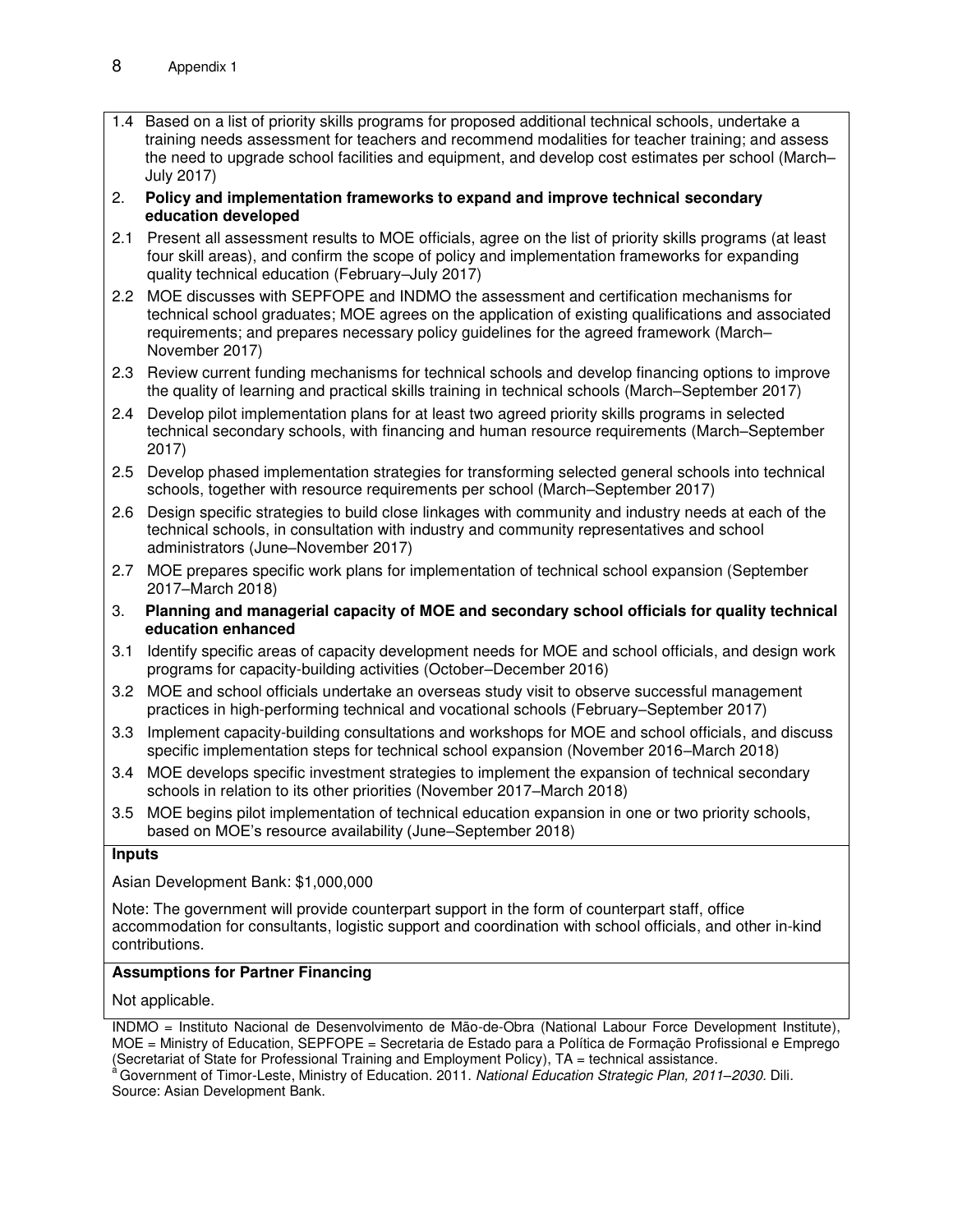1.4 Based on a list of priority skills programs for proposed additional technical schools, undertake a training needs assessment for teachers and recommend modalities for teacher training; and assess the need to upgrade school facilities and equipment, and develop cost estimates per school (March–July 2017)

2. **Policy and implementation frameworks to expand and improve technical secondary education developed**

2.1 Present all assessment results to MOE officials, agree on the list of priority skills programs (at least four skill areas), and confirm the scope of policy and implementation frameworks for expanding quality technical education (February–July 2017)

2.2 MOE discusses with SEPFOPE and INDMO the assessment and certification mechanisms for technical school graduates; MOE agrees on the application of existing qualifications and associated requirements; and prepares necessary policy guidelines for the agreed framework (March–November 2017)

2.3 Review current funding mechanisms for technical schools and develop financing options to improve the quality of learning and practical skills training in technical schools (March–September 2017)

2.4 Develop pilot implementation plans for at least two agreed priority skills programs in selected technical secondary schools, with financing and human resource requirements (March–September 2017)

2.5 Develop phased implementation strategies for transforming selected general schools into technical schools, together with resource requirements per school (March–September 2017)

2.6 Design specific strategies to build close linkages with community and industry needs at each of the technical schools, in consultation with industry and community representatives and school administrators (June–November 2017)

2.7 MOE prepares specific work plans for implementation of technical school expansion (September 2017–March 2018)

3. **Planning and managerial capacity of MOE and secondary school officials for quality technical education enhanced**

3.1 Identify specific areas of capacity development needs for MOE and school officials, and design work programs for capacity-building activities (October–December 2016)

3.2 MOE and school officials undertake an overseas study visit to observe successful management practices in high-performing technical and vocational schools (February–September 2017)

3.3 Implement capacity-building consultations and workshops for MOE and school officials, and discuss specific implementation steps for technical school expansion (November 2016–March 2018)

3.4 MOE develops specific investment strategies to implement the expansion of technical secondary schools in relation to its other priorities (November 2017–March 2018)

3.5 MOE begins pilot implementation of technical education expansion in one or two priority schools, based on MOE's resource availability (June–September 2018)

**Inputs**

Asian Development Bank: $1,000,000

Note: The government will provide counterpart support in the form of counterpart staff, office accommodation for consultants, logistic support and coordination with school officials, and other in-kind contributions.

**Assumptions for Partner Financing**

Not applicable.

INDMO = Instituto Nacional de Desenvolvimento de Mão-de-Obra (National Labour Force Development Institute), MOE = Ministry of Education, SEPFOPE = Secretaria de Estado para a Política de Formação Profissional e Emprego (Secretariat of State for Professional Training and Employment Policy), TA = technical assistance.

[a] Government of Timor-Leste, Ministry of Education. 2011. *National Education Strategic Plan, 2011–2030.* Dili.

Source: Asian Development Bank.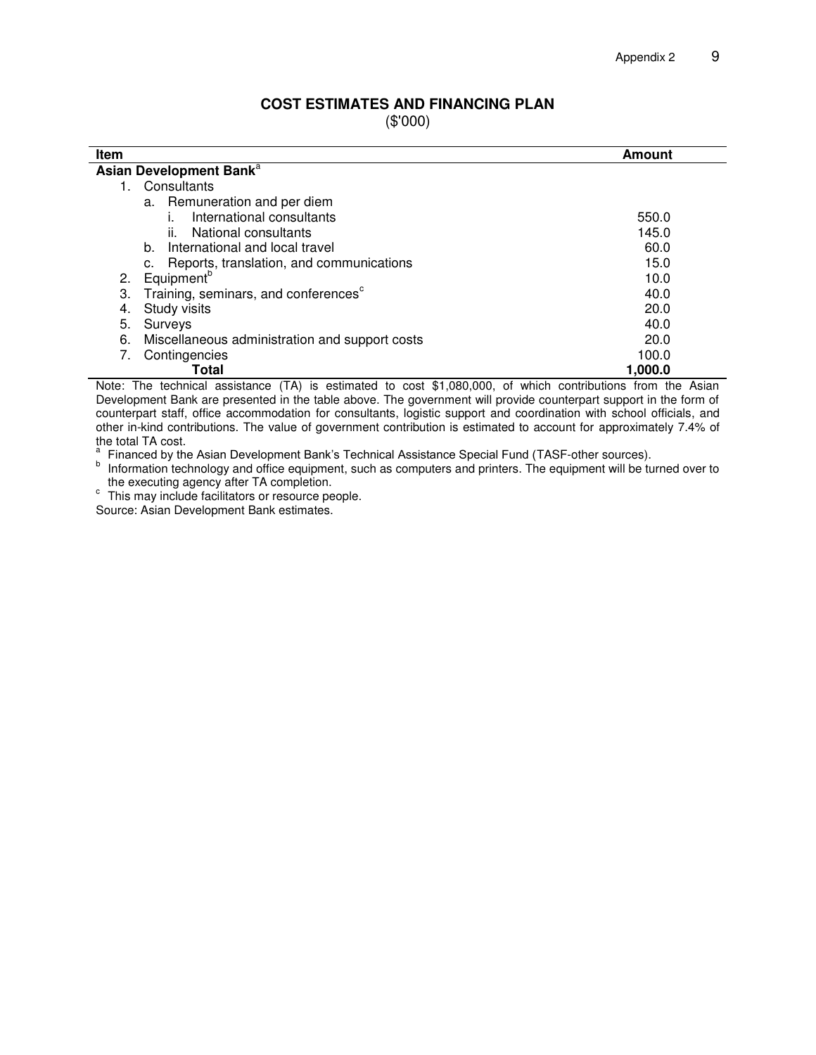## COST ESTIMATES AND FINANCING PLAN

($'000)

| Item | Amount |
|---|---|
| **Asian Development Bank**[a] | |
| 1. Consultants | |
| a. Remuneration and per diem | |
| i. International consultants | 550.0 |
| ii. National consultants | 145.0 |
| b. International and local travel | 60.0 |
| c. Reports, translation, and communications | 15.0 |
| 2. Equipment[b] | 10.0 |
| 3. Training, seminars, and conferences[c] | 40.0 |
| 4. Study visits | 20.0 |
| 5. Surveys | 40.0 |
| 6. Miscellaneous administration and support costs | 20.0 |
| 7. Contingencies | 100.0 |
| **Total** | **1,000.0** |

Note: The technical assistance (TA) is estimated to cost $1,080,000, of which contributions from the Asian Development Bank are presented in the table above. The government will provide counterpart support in the form of counterpart staff, office accommodation for consultants, logistic support and coordination with school officials, and other in-kind contributions. The value of government contribution is estimated to account for approximately 7.4% of the total TA cost.

[a] Financed by the Asian Development Bank's Technical Assistance Special Fund (TASF-other sources).

[b] Information technology and office equipment, such as computers and printers. The equipment will be turned over to the executing agency after TA completion.

[c] This may include facilitators or resource people.

Source: Asian Development Bank estimates.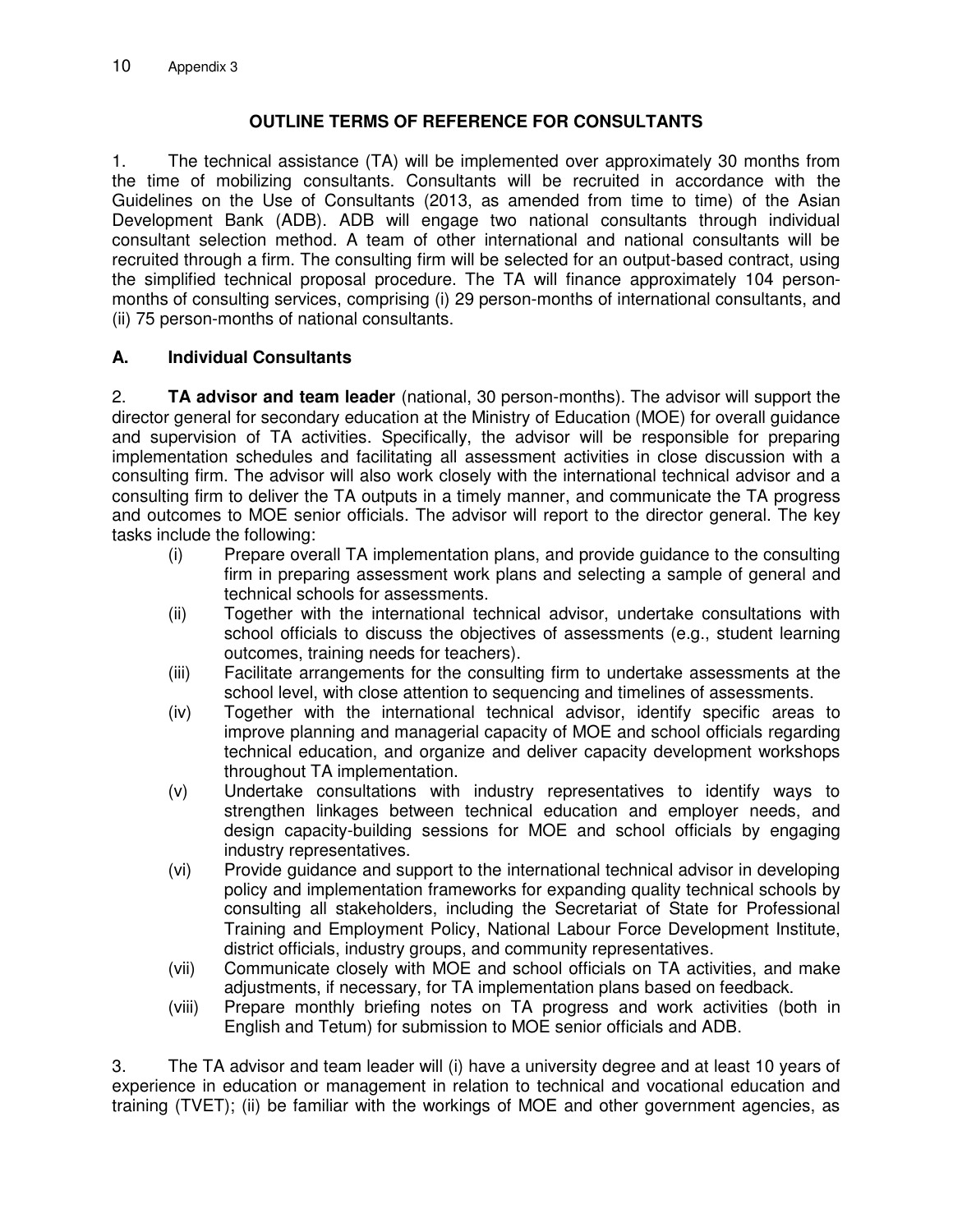## OUTLINE TERMS OF REFERENCE FOR CONSULTANTS

1. The technical assistance (TA) will be implemented over approximately 30 months from the time of mobilizing consultants. Consultants will be recruited in accordance with the Guidelines on the Use of Consultants (2013, as amended from time to time) of the Asian Development Bank (ADB). ADB will engage two national consultants through individual consultant selection method. A team of other international and national consultants will be recruited through a firm. The consulting firm will be selected for an output-based contract, using the simplified technical proposal procedure. The TA will finance approximately 104 person-months of consulting services, comprising (i) 29 person-months of international consultants, and (ii) 75 person-months of national consultants.

### A. Individual Consultants

2. **TA advisor and team leader** (national, 30 person-months). The advisor will support the director general for secondary education at the Ministry of Education (MOE) for overall guidance and supervision of TA activities. Specifically, the advisor will be responsible for preparing implementation schedules and facilitating all assessment activities in close discussion with a consulting firm. The advisor will also work closely with the international technical advisor and a consulting firm to deliver the TA outputs in a timely manner, and communicate the TA progress and outcomes to MOE senior officials. The advisor will report to the director general. The key tasks include the following:

- (i) Prepare overall TA implementation plans, and provide guidance to the consulting firm in preparing assessment work plans and selecting a sample of general and technical schools for assessments.
- (ii) Together with the international technical advisor, undertake consultations with school officials to discuss the objectives of assessments (e.g., student learning outcomes, training needs for teachers).
- (iii) Facilitate arrangements for the consulting firm to undertake assessments at the school level, with close attention to sequencing and timelines of assessments.
- (iv) Together with the international technical advisor, identify specific areas to improve planning and managerial capacity of MOE and school officials regarding technical education, and organize and deliver capacity development workshops throughout TA implementation.
- (v) Undertake consultations with industry representatives to identify ways to strengthen linkages between technical education and employer needs, and design capacity-building sessions for MOE and school officials by engaging industry representatives.
- (vi) Provide guidance and support to the international technical advisor in developing policy and implementation frameworks for expanding quality technical schools by consulting all stakeholders, including the Secretariat of State for Professional Training and Employment Policy, National Labour Force Development Institute, district officials, industry groups, and community representatives.
- (vii) Communicate closely with MOE and school officials on TA activities, and make adjustments, if necessary, for TA implementation plans based on feedback.
- (viii) Prepare monthly briefing notes on TA progress and work activities (both in English and Tetum) for submission to MOE senior officials and ADB.

3. The TA advisor and team leader will (i) have a university degree and at least 10 years of experience in education or management in relation to technical and vocational education and training (TVET); (ii) be familiar with the workings of MOE and other government agencies, as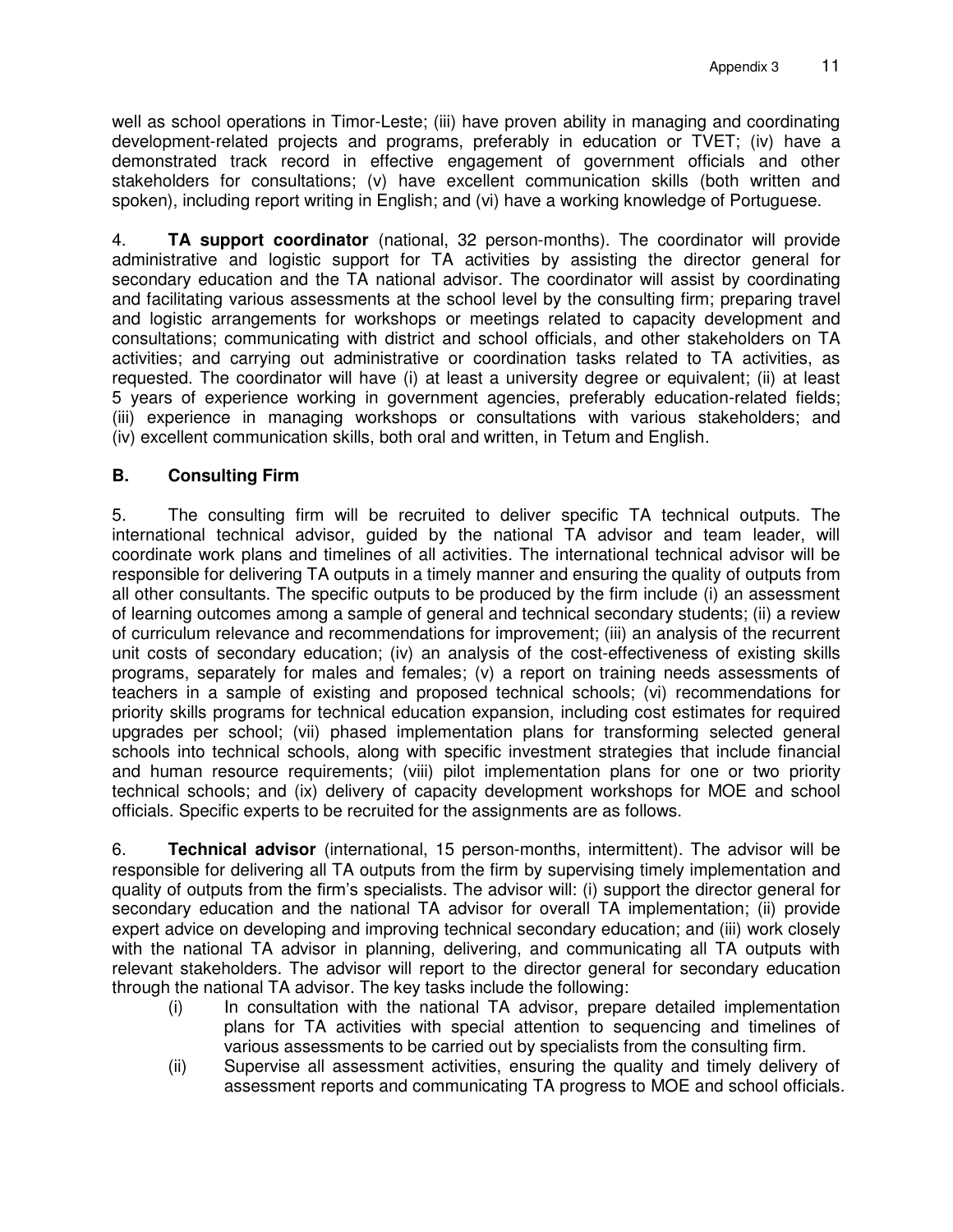well as school operations in Timor-Leste; (iii) have proven ability in managing and coordinating development-related projects and programs, preferably in education or TVET; (iv) have a demonstrated track record in effective engagement of government officials and other stakeholders for consultations; (v) have excellent communication skills (both written and spoken), including report writing in English; and (vi) have a working knowledge of Portuguese.

4. **TA support coordinator** (national, 32 person-months). The coordinator will provide administrative and logistic support for TA activities by assisting the director general for secondary education and the TA national advisor. The coordinator will assist by coordinating and facilitating various assessments at the school level by the consulting firm; preparing travel and logistic arrangements for workshops or meetings related to capacity development and consultations; communicating with district and school officials, and other stakeholders on TA activities; and carrying out administrative or coordination tasks related to TA activities, as requested. The coordinator will have (i) at least a university degree or equivalent; (ii) at least 5 years of experience working in government agencies, preferably education-related fields; (iii) experience in managing workshops or consultations with various stakeholders; and (iv) excellent communication skills, both oral and written, in Tetum and English.

## B. Consulting Firm

5. The consulting firm will be recruited to deliver specific TA technical outputs. The international technical advisor, guided by the national TA advisor and team leader, will coordinate work plans and timelines of all activities. The international technical advisor will be responsible for delivering TA outputs in a timely manner and ensuring the quality of outputs from all other consultants. The specific outputs to be produced by the firm include (i) an assessment of learning outcomes among a sample of general and technical secondary students; (ii) a review of curriculum relevance and recommendations for improvement; (iii) an analysis of the recurrent unit costs of secondary education; (iv) an analysis of the cost-effectiveness of existing skills programs, separately for males and females; (v) a report on training needs assessments of teachers in a sample of existing and proposed technical schools; (vi) recommendations for priority skills programs for technical education expansion, including cost estimates for required upgrades per school; (vii) phased implementation plans for transforming selected general schools into technical schools, along with specific investment strategies that include financial and human resource requirements; (viii) pilot implementation plans for one or two priority technical schools; and (ix) delivery of capacity development workshops for MOE and school officials. Specific experts to be recruited for the assignments are as follows.

6. **Technical advisor** (international, 15 person-months, intermittent). The advisor will be responsible for delivering all TA outputs from the firm by supervising timely implementation and quality of outputs from the firm's specialists. The advisor will: (i) support the director general for secondary education and the national TA advisor for overall TA implementation; (ii) provide expert advice on developing and improving technical secondary education; and (iii) work closely with the national TA advisor in planning, delivering, and communicating all TA outputs with relevant stakeholders. The advisor will report to the director general for secondary education through the national TA advisor. The key tasks include the following:

(i) In consultation with the national TA advisor, prepare detailed implementation plans for TA activities with special attention to sequencing and timelines of various assessments to be carried out by specialists from the consulting firm.

(ii) Supervise all assessment activities, ensuring the quality and timely delivery of assessment reports and communicating TA progress to MOE and school officials.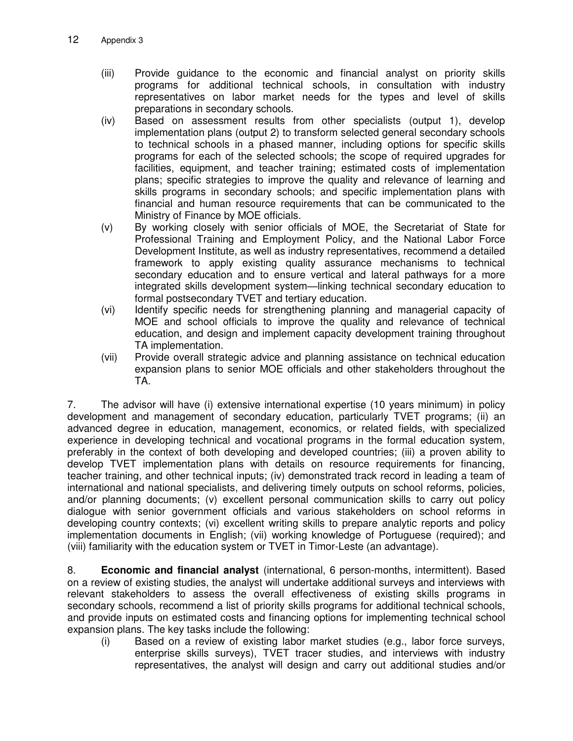(iii) Provide guidance to the economic and financial analyst on priority skills programs for additional technical schools, in consultation with industry representatives on labor market needs for the types and level of skills preparations in secondary schools.

(iv) Based on assessment results from other specialists (output 1), develop implementation plans (output 2) to transform selected general secondary schools to technical schools in a phased manner, including options for specific skills programs for each of the selected schools; the scope of required upgrades for facilities, equipment, and teacher training; estimated costs of implementation plans; specific strategies to improve the quality and relevance of learning and skills programs in secondary schools; and specific implementation plans with financial and human resource requirements that can be communicated to the Ministry of Finance by MOE officials.

(v) By working closely with senior officials of MOE, the Secretariat of State for Professional Training and Employment Policy, and the National Labor Force Development Institute, as well as industry representatives, recommend a detailed framework to apply existing quality assurance mechanisms to technical secondary education and to ensure vertical and lateral pathways for a more integrated skills development system—linking technical secondary education to formal postsecondary TVET and tertiary education.

(vi) Identify specific needs for strengthening planning and managerial capacity of MOE and school officials to improve the quality and relevance of technical education, and design and implement capacity development training throughout TA implementation.

(vii) Provide overall strategic advice and planning assistance on technical education expansion plans to senior MOE officials and other stakeholders throughout the TA.

7. The advisor will have (i) extensive international expertise (10 years minimum) in policy development and management of secondary education, particularly TVET programs; (ii) an advanced degree in education, management, economics, or related fields, with specialized experience in developing technical and vocational programs in the formal education system, preferably in the context of both developing and developed countries; (iii) a proven ability to develop TVET implementation plans with details on resource requirements for financing, teacher training, and other technical inputs; (iv) demonstrated track record in leading a team of international and national specialists, and delivering timely outputs on school reforms, policies, and/or planning documents; (v) excellent personal communication skills to carry out policy dialogue with senior government officials and various stakeholders on school reforms in developing country contexts; (vi) excellent writing skills to prepare analytic reports and policy implementation documents in English; (vii) working knowledge of Portuguese (required); and (viii) familiarity with the education system or TVET in Timor-Leste (an advantage).

8. **Economic and financial analyst** (international, 6 person-months, intermittent). Based on a review of existing studies, the analyst will undertake additional surveys and interviews with relevant stakeholders to assess the overall effectiveness of existing skills programs in secondary schools, recommend a list of priority skills programs for additional technical schools, and provide inputs on estimated costs and financing options for implementing technical school expansion plans. The key tasks include the following:

(i) Based on a review of existing labor market studies (e.g., labor force surveys, enterprise skills surveys), TVET tracer studies, and interviews with industry representatives, the analyst will design and carry out additional studies and/or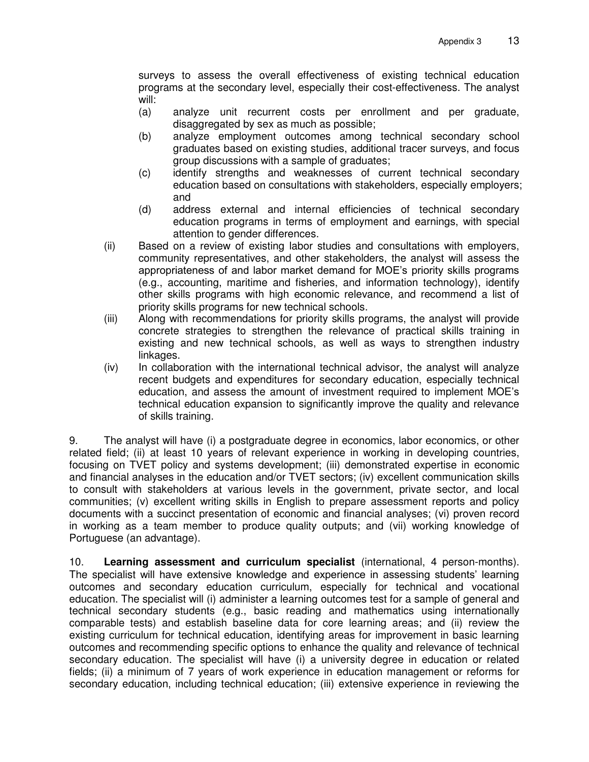surveys to assess the overall effectiveness of existing technical education programs at the secondary level, especially their cost-effectiveness. The analyst will:

(a) analyze unit recurrent costs per enrollment and per graduate, disaggregated by sex as much as possible;

(b) analyze employment outcomes among technical secondary school graduates based on existing studies, additional tracer surveys, and focus group discussions with a sample of graduates;

(c) identify strengths and weaknesses of current technical secondary education based on consultations with stakeholders, especially employers; and

(d) address external and internal efficiencies of technical secondary education programs in terms of employment and earnings, with special attention to gender differences.

(ii) Based on a review of existing labor studies and consultations with employers, community representatives, and other stakeholders, the analyst will assess the appropriateness of and labor market demand for MOE's priority skills programs (e.g., accounting, maritime and fisheries, and information technology), identify other skills programs with high economic relevance, and recommend a list of priority skills programs for new technical schools.

(iii) Along with recommendations for priority skills programs, the analyst will provide concrete strategies to strengthen the relevance of practical skills training in existing and new technical schools, as well as ways to strengthen industry linkages.

(iv) In collaboration with the international technical advisor, the analyst will analyze recent budgets and expenditures for secondary education, especially technical education, and assess the amount of investment required to implement MOE's technical education expansion to significantly improve the quality and relevance of skills training.

9. The analyst will have (i) a postgraduate degree in economics, labor economics, or other related field; (ii) at least 10 years of relevant experience in working in developing countries, focusing on TVET policy and systems development; (iii) demonstrated expertise in economic and financial analyses in the education and/or TVET sectors; (iv) excellent communication skills to consult with stakeholders at various levels in the government, private sector, and local communities; (v) excellent writing skills in English to prepare assessment reports and policy documents with a succinct presentation of economic and financial analyses; (vi) proven record in working as a team member to produce quality outputs; and (vii) working knowledge of Portuguese (an advantage).

10. **Learning assessment and curriculum specialist** (international, 4 person-months). The specialist will have extensive knowledge and experience in assessing students' learning outcomes and secondary education curriculum, especially for technical and vocational education. The specialist will (i) administer a learning outcomes test for a sample of general and technical secondary students (e.g., basic reading and mathematics using internationally comparable tests) and establish baseline data for core learning areas; and (ii) review the existing curriculum for technical education, identifying areas for improvement in basic learning outcomes and recommending specific options to enhance the quality and relevance of technical secondary education. The specialist will have (i) a university degree in education or related fields; (ii) a minimum of 7 years of work experience in education management or reforms for secondary education, including technical education; (iii) extensive experience in reviewing the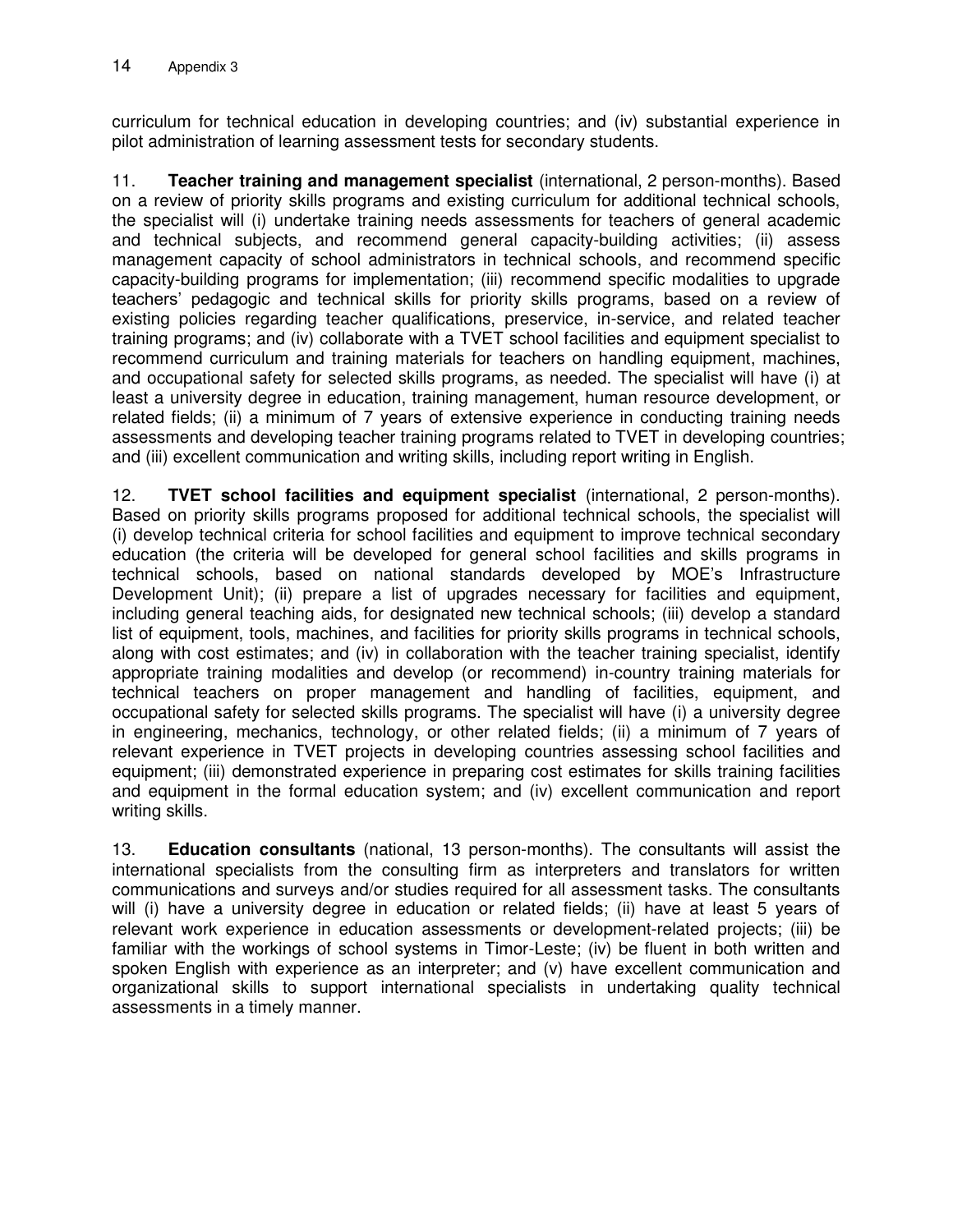curriculum for technical education in developing countries; and (iv) substantial experience in pilot administration of learning assessment tests for secondary students.

11. **Teacher training and management specialist** (international, 2 person-months). Based on a review of priority skills programs and existing curriculum for additional technical schools, the specialist will (i) undertake training needs assessments for teachers of general academic and technical subjects, and recommend general capacity-building activities; (ii) assess management capacity of school administrators in technical schools, and recommend specific capacity-building programs for implementation; (iii) recommend specific modalities to upgrade teachers' pedagogic and technical skills for priority skills programs, based on a review of existing policies regarding teacher qualifications, preservice, in-service, and related teacher training programs; and (iv) collaborate with a TVET school facilities and equipment specialist to recommend curriculum and training materials for teachers on handling equipment, machines, and occupational safety for selected skills programs, as needed. The specialist will have (i) at least a university degree in education, training management, human resource development, or related fields; (ii) a minimum of 7 years of extensive experience in conducting training needs assessments and developing teacher training programs related to TVET in developing countries; and (iii) excellent communication and writing skills, including report writing in English.

12. **TVET school facilities and equipment specialist** (international, 2 person-months). Based on priority skills programs proposed for additional technical schools, the specialist will (i) develop technical criteria for school facilities and equipment to improve technical secondary education (the criteria will be developed for general school facilities and skills programs in technical schools, based on national standards developed by MOE's Infrastructure Development Unit); (ii) prepare a list of upgrades necessary for facilities and equipment, including general teaching aids, for designated new technical schools; (iii) develop a standard list of equipment, tools, machines, and facilities for priority skills programs in technical schools, along with cost estimates; and (iv) in collaboration with the teacher training specialist, identify appropriate training modalities and develop (or recommend) in-country training materials for technical teachers on proper management and handling of facilities, equipment, and occupational safety for selected skills programs. The specialist will have (i) a university degree in engineering, mechanics, technology, or other related fields; (ii) a minimum of 7 years of relevant experience in TVET projects in developing countries assessing school facilities and equipment; (iii) demonstrated experience in preparing cost estimates for skills training facilities and equipment in the formal education system; and (iv) excellent communication and report writing skills.

13. **Education consultants** (national, 13 person-months). The consultants will assist the international specialists from the consulting firm as interpreters and translators for written communications and surveys and/or studies required for all assessment tasks. The consultants will (i) have a university degree in education or related fields; (ii) have at least 5 years of relevant work experience in education assessments or development-related projects; (iii) be familiar with the workings of school systems in Timor-Leste; (iv) be fluent in both written and spoken English with experience as an interpreter; and (v) have excellent communication and organizational skills to support international specialists in undertaking quality technical assessments in a timely manner.